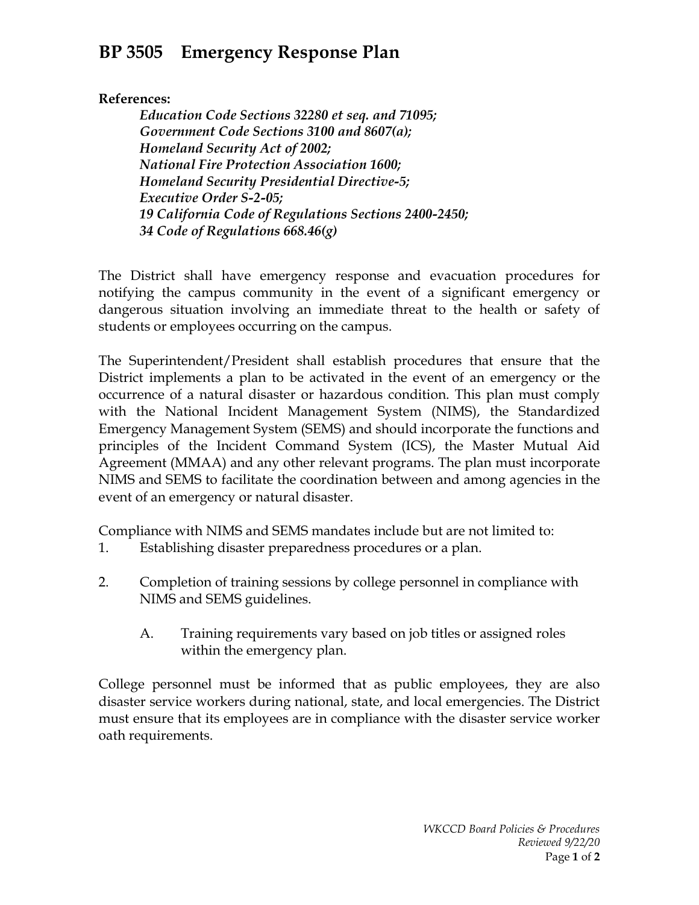# BP 3505 Emergency Response Plan

**References:**

*Education Code Sections 32280 et seq. and 71095;*
*Government Code Sections 3100 and 8607(a);*
*Homeland Security Act of 2002;*
*National Fire Protection Association 1600;*
*Homeland Security Presidential Directive-5;*
*Executive Order S-2-05;*
*19 California Code of Regulations Sections 2400-2450;*
*34 Code of Regulations 668.46(g)*

The District shall have emergency response and evacuation procedures for notifying the campus community in the event of a significant emergency or dangerous situation involving an immediate threat to the health or safety of students or employees occurring on the campus.

The Superintendent/President shall establish procedures that ensure that the District implements a plan to be activated in the event of an emergency or the occurrence of a natural disaster or hazardous condition. This plan must comply with the National Incident Management System (NIMS), the Standardized Emergency Management System (SEMS) and should incorporate the functions and principles of the Incident Command System (ICS), the Master Mutual Aid Agreement (MMAA) and any other relevant programs. The plan must incorporate NIMS and SEMS to facilitate the coordination between and among agencies in the event of an emergency or natural disaster.

Compliance with NIMS and SEMS mandates include but are not limited to:

1. Establishing disaster preparedness procedures or a plan.

2. Completion of training sessions by college personnel in compliance with NIMS and SEMS guidelines.

   A. Training requirements vary based on job titles or assigned roles within the emergency plan.

College personnel must be informed that as public employees, they are also disaster service workers during national, state, and local emergencies. The District must ensure that its employees are in compliance with the disaster service worker oath requirements.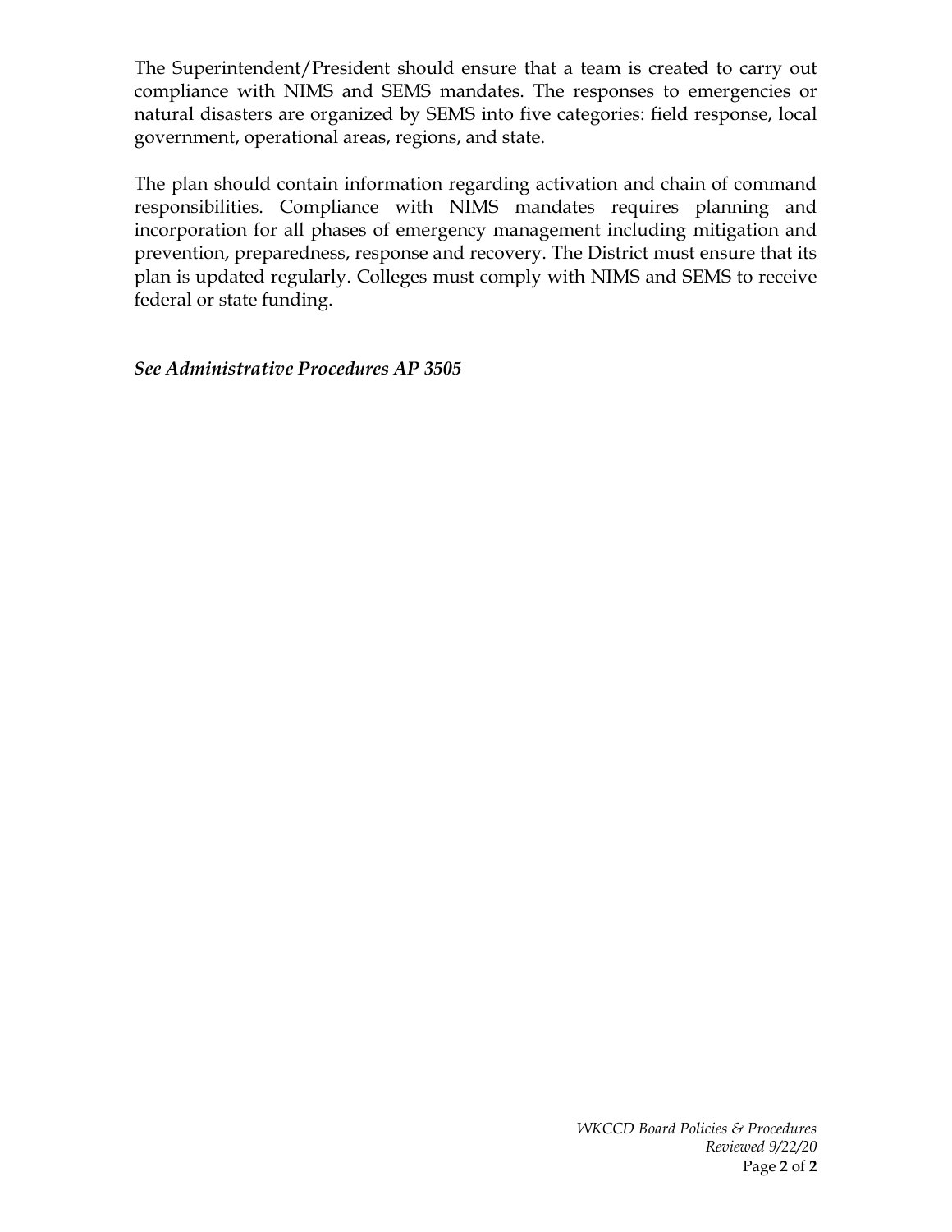The Superintendent/President should ensure that a team is created to carry out compliance with NIMS and SEMS mandates. The responses to emergencies or natural disasters are organized by SEMS into five categories: field response, local government, operational areas, regions, and state.

The plan should contain information regarding activation and chain of command responsibilities. Compliance with NIMS mandates requires planning and incorporation for all phases of emergency management including mitigation and prevention, preparedness, response and recovery. The District must ensure that its plan is updated regularly. Colleges must comply with NIMS and SEMS to receive federal or state funding.

***See Administrative Procedures AP 3505***